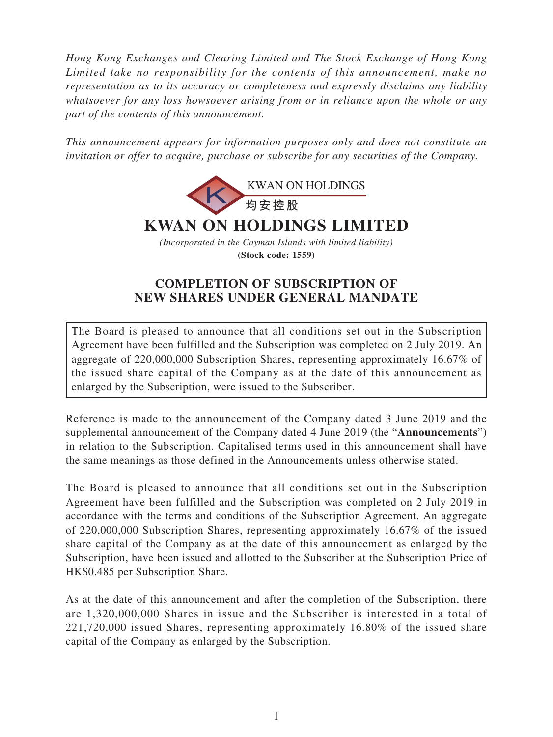*Hong Kong Exchanges and Clearing Limited and The Stock Exchange of Hong Kong Limited take no responsibility for the contents of this announcement, make no representation as to its accuracy or completeness and expressly disclaims any liability whatsoever for any loss howsoever arising from or in reliance upon the whole or any part of the contents of this announcement.*

*This announcement appears for information purposes only and does not constitute an invitation or offer to acquire, purchase or subscribe for any securities of the Company.*

KWAN ON HOLDINGS
均安控股

# KWAN ON HOLDINGS LIMITED

*(Incorporated in the Cayman Islands with limited liability)*
**(Stock code: 1559)**

## COMPLETION OF SUBSCRIPTION OF NEW SHARES UNDER GENERAL MANDATE

The Board is pleased to announce that all conditions set out in the Subscription Agreement have been fulfilled and the Subscription was completed on 2 July 2019. An aggregate of 220,000,000 Subscription Shares, representing approximately 16.67% of the issued share capital of the Company as at the date of this announcement as enlarged by the Subscription, were issued to the Subscriber.

Reference is made to the announcement of the Company dated 3 June 2019 and the supplemental announcement of the Company dated 4 June 2019 (the "**Announcements**") in relation to the Subscription. Capitalised terms used in this announcement shall have the same meanings as those defined in the Announcements unless otherwise stated.

The Board is pleased to announce that all conditions set out in the Subscription Agreement have been fulfilled and the Subscription was completed on 2 July 2019 in accordance with the terms and conditions of the Subscription Agreement. An aggregate of 220,000,000 Subscription Shares, representing approximately 16.67% of the issued share capital of the Company as at the date of this announcement as enlarged by the Subscription, have been issued and allotted to the Subscriber at the Subscription Price of HK$0.485 per Subscription Share.

As at the date of this announcement and after the completion of the Subscription, there are 1,320,000,000 Shares in issue and the Subscriber is interested in a total of 221,720,000 issued Shares, representing approximately 16.80% of the issued share capital of the Company as enlarged by the Subscription.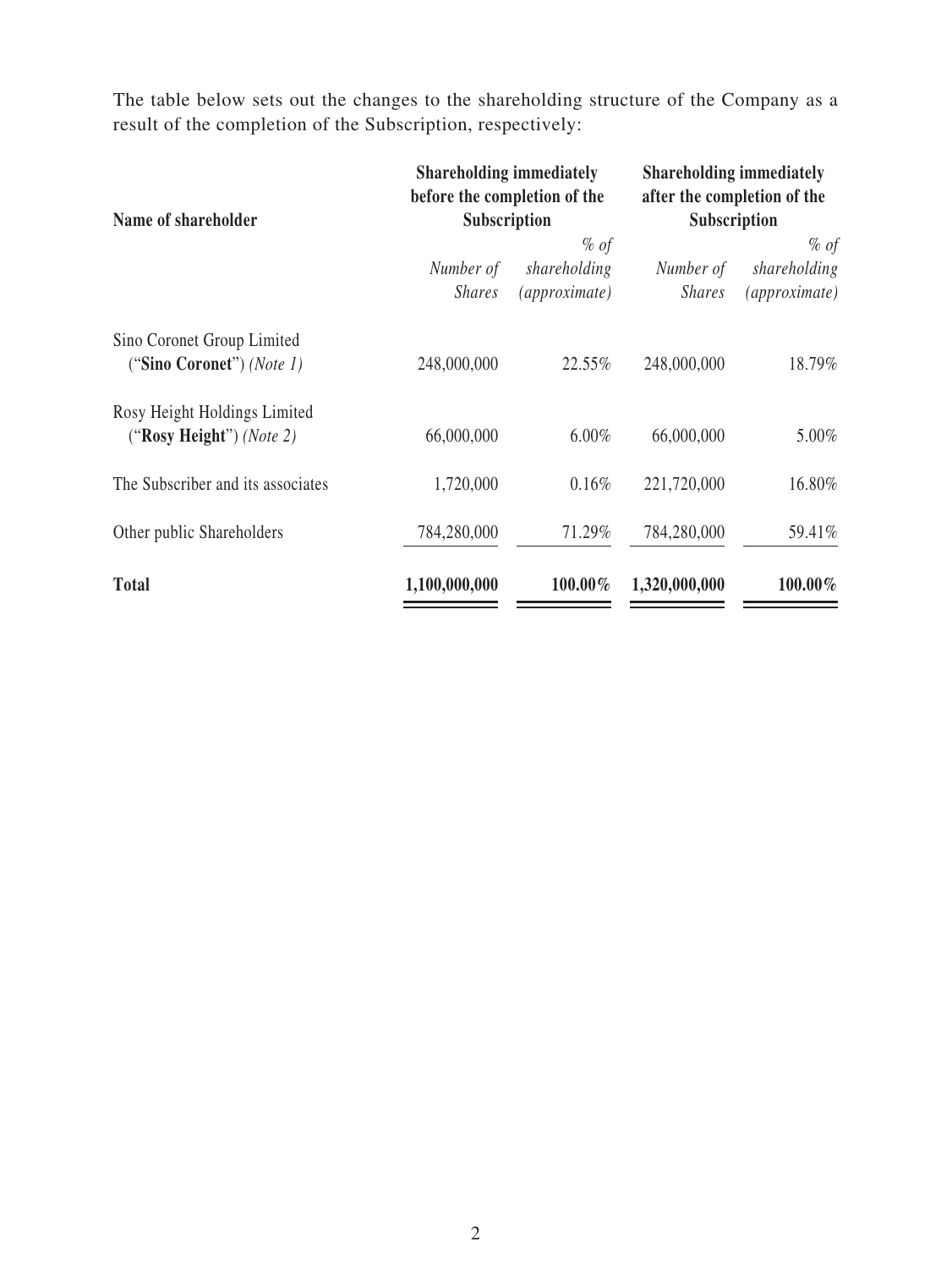The table below sets out the changes to the shareholding structure of the Company as a result of the completion of the Subscription, respectively:

| Name of shareholder | Shareholding immediately before the completion of the Subscription | | Shareholding immediately after the completion of the Subscription | |
|---|---|---|---|---|
| | *Number of Shares* | *% of shareholding (approximate)* | *Number of Shares* | *% of shareholding (approximate)* |
| Sino Coronet Group Limited ("**Sino Coronet**") *(Note 1)* | 248,000,000 | 22.55% | 248,000,000 | 18.79% |
| Rosy Height Holdings Limited ("**Rosy Height**") *(Note 2)* | 66,000,000 | 6.00% | 66,000,000 | 5.00% |
| The Subscriber and its associates | 1,720,000 | 0.16% | 221,720,000 | 16.80% |
| Other public Shareholders | 784,280,000 | 71.29% | 784,280,000 | 59.41% |
| **Total** | **1,100,000,000** | **100.00%** | **1,320,000,000** | **100.00%** |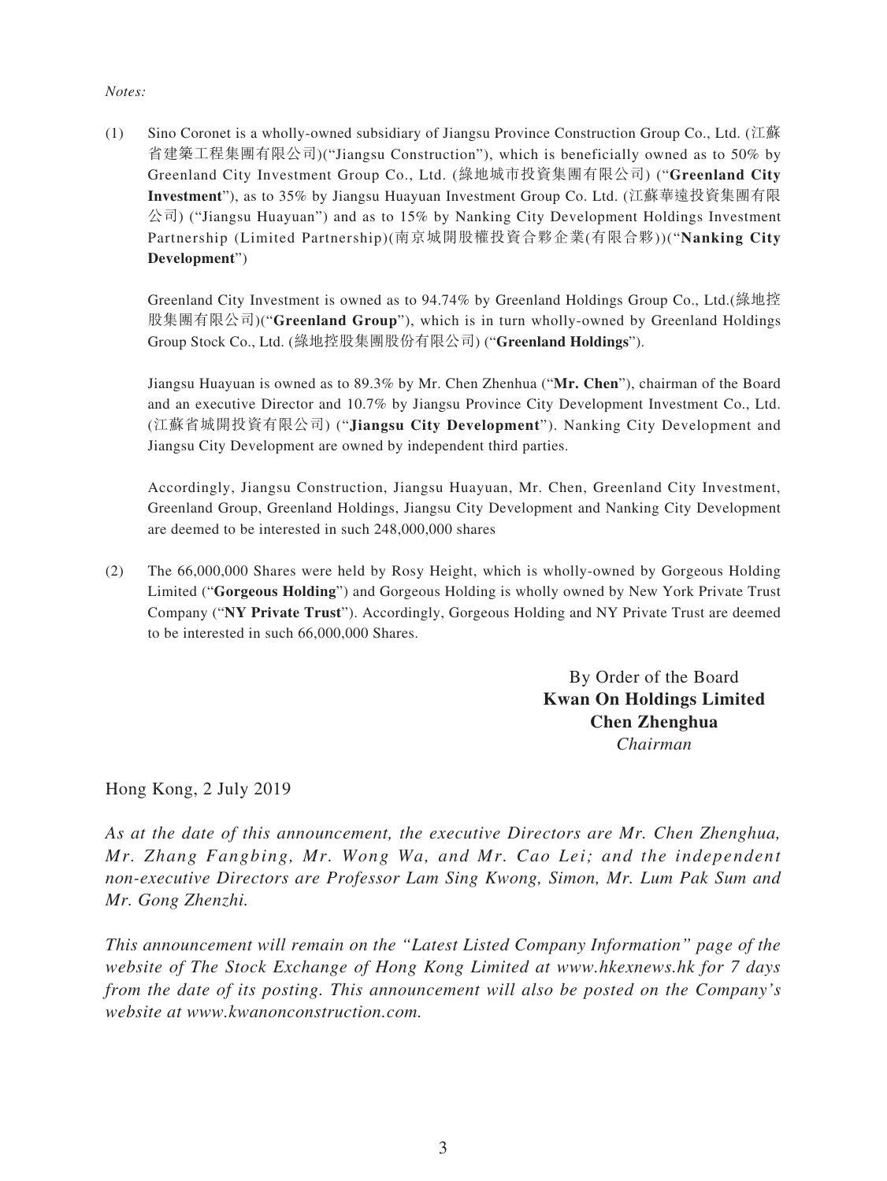*Notes:*

(1) Sino Coronet is a wholly-owned subsidiary of Jiangsu Province Construction Group Co., Ltd. (江蘇省建築工程集團有限公司)("Jiangsu Construction"), which is beneficially owned as to 50% by Greenland City Investment Group Co., Ltd. (綠地城市投資集團有限公司) ("**Greenland City Investment**"), as to 35% by Jiangsu Huayuan Investment Group Co. Ltd. (江蘇華遠投資集團有限公司) ("Jiangsu Huayuan") and as to 15% by Nanking City Development Holdings Investment Partnership (Limited Partnership)(南京城開股權投資合夥企業(有限合夥))("**Nanking City Development**")

Greenland City Investment is owned as to 94.74% by Greenland Holdings Group Co., Ltd.(綠地控股集團有限公司)("**Greenland Group**"), which is in turn wholly-owned by Greenland Holdings Group Stock Co., Ltd. (綠地控股集團股份有限公司) ("**Greenland Holdings**").

Jiangsu Huayuan is owned as to 89.3% by Mr. Chen Zhenhua ("**Mr. Chen**"), chairman of the Board and an executive Director and 10.7% by Jiangsu Province City Development Investment Co., Ltd. (江蘇省城開投資有限公司) ("**Jiangsu City Development**"). Nanking City Development and Jiangsu City Development are owned by independent third parties.

Accordingly, Jiangsu Construction, Jiangsu Huayuan, Mr. Chen, Greenland City Investment, Greenland Group, Greenland Holdings, Jiangsu City Development and Nanking City Development are deemed to be interested in such 248,000,000 shares

(2) The 66,000,000 Shares were held by Rosy Height, which is wholly-owned by Gorgeous Holding Limited ("**Gorgeous Holding**") and Gorgeous Holding is wholly owned by New York Private Trust Company ("**NY Private Trust**"). Accordingly, Gorgeous Holding and NY Private Trust are deemed to be interested in such 66,000,000 Shares.

By Order of the Board
**Kwan On Holdings Limited**
**Chen Zhenghua**
*Chairman*

Hong Kong, 2 July 2019

*As at the date of this announcement, the executive Directors are Mr. Chen Zhenghua, Mr. Zhang Fangbing, Mr. Wong Wa, and Mr. Cao Lei; and the independent non-executive Directors are Professor Lam Sing Kwong, Simon, Mr. Lum Pak Sum and Mr. Gong Zhenzhi.*

*This announcement will remain on the "Latest Listed Company Information" page of the website of The Stock Exchange of Hong Kong Limited at www.hkexnews.hk for 7 days from the date of its posting. This announcement will also be posted on the Company's website at www.kwanonconstruction.com.*